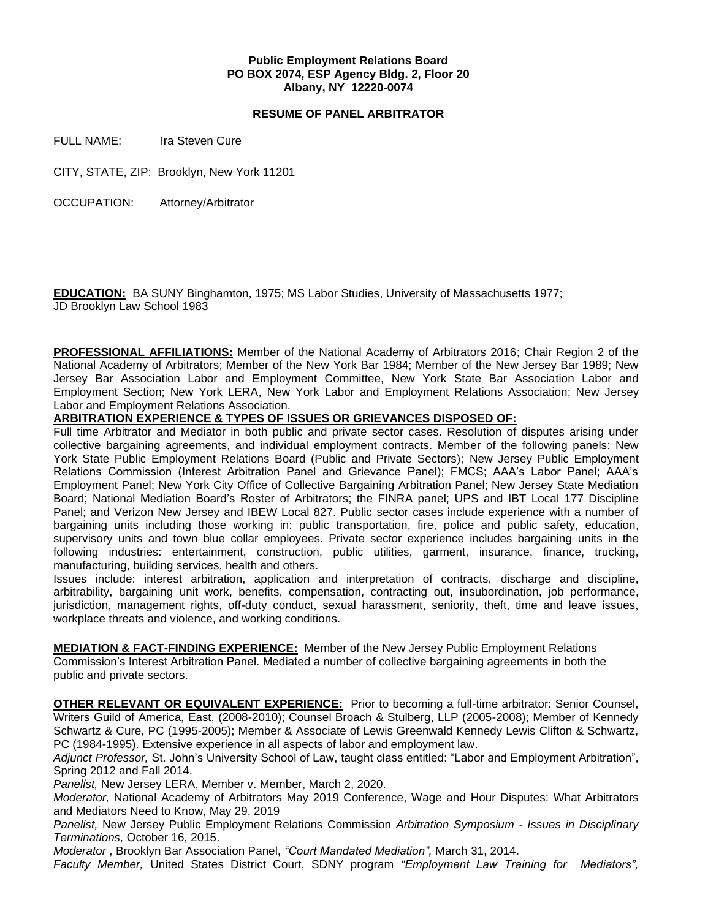**Public Employment Relations Board**
**PO BOX 2074, ESP Agency Bldg. 2, Floor 20**
**Albany, NY 12220-0074**

**RESUME OF PANEL ARBITRATOR**

FULL NAME: Ira Steven Cure

CITY, STATE, ZIP: Brooklyn, New York 11201

OCCUPATION: Attorney/Arbitrator

**EDUCATION:** BA SUNY Binghamton, 1975; MS Labor Studies, University of Massachusetts 1977; JD Brooklyn Law School 1983

**PROFESSIONAL AFFILIATIONS:** Member of the National Academy of Arbitrators 2016; Chair Region 2 of the National Academy of Arbitrators; Member of the New York Bar 1984; Member of the New Jersey Bar 1989; New Jersey Bar Association Labor and Employment Committee, New York State Bar Association Labor and Employment Section; New York LERA, New York Labor and Employment Relations Association; New Jersey Labor and Employment Relations Association.

**ARBITRATION EXPERIENCE & TYPES OF ISSUES OR GRIEVANCES DISPOSED OF:**

Full time Arbitrator and Mediator in both public and private sector cases. Resolution of disputes arising under collective bargaining agreements, and individual employment contracts. Member of the following panels: New York State Public Employment Relations Board (Public and Private Sectors); New Jersey Public Employment Relations Commission (Interest Arbitration Panel and Grievance Panel); FMCS; AAA's Labor Panel; AAA's Employment Panel; New York City Office of Collective Bargaining Arbitration Panel; New Jersey State Mediation Board; National Mediation Board's Roster of Arbitrators; the FINRA panel; UPS and IBT Local 177 Discipline Panel; and Verizon New Jersey and IBEW Local 827. Public sector cases include experience with a number of bargaining units including those working in: public transportation, fire, police and public safety, education, supervisory units and town blue collar employees. Private sector experience includes bargaining units in the following industries: entertainment, construction, public utilities, garment, insurance, finance, trucking, manufacturing, building services, health and others.

Issues include: interest arbitration, application and interpretation of contracts, discharge and discipline, arbitrability, bargaining unit work, benefits, compensation, contracting out, insubordination, job performance, jurisdiction, management rights, off-duty conduct, sexual harassment, seniority, theft, time and leave issues, workplace threats and violence, and working conditions.

**MEDIATION & FACT-FINDING EXPERIENCE:** Member of the New Jersey Public Employment Relations Commission's Interest Arbitration Panel. Mediated a number of collective bargaining agreements in both the public and private sectors.

**OTHER RELEVANT OR EQUIVALENT EXPERIENCE:** Prior to becoming a full-time arbitrator: Senior Counsel, Writers Guild of America, East, (2008-2010); Counsel Broach & Stulberg, LLP (2005-2008); Member of Kennedy Schwartz & Cure, PC (1995-2005); Member & Associate of Lewis Greenwald Kennedy Lewis Clifton & Schwartz, PC (1984-1995). Extensive experience in all aspects of labor and employment law.

*Adjunct Professor,* St. John's University School of Law, taught class entitled: "Labor and Employment Arbitration", Spring 2012 and Fall 2014.

*Panelist,* New Jersey LERA, Member v. Member, March 2, 2020.

*Moderator,* National Academy of Arbitrators May 2019 Conference, Wage and Hour Disputes: What Arbitrators and Mediators Need to Know, May 29, 2019

*Panelist,* New Jersey Public Employment Relations Commission *Arbitration Symposium - Issues in Disciplinary Terminations,* October 16, 2015.

*Moderator* , Brooklyn Bar Association Panel, *"Court Mandated Mediation",* March 31, 2014.

*Faculty Member,* United States District Court, SDNY program *"Employment Law Training for Mediators",*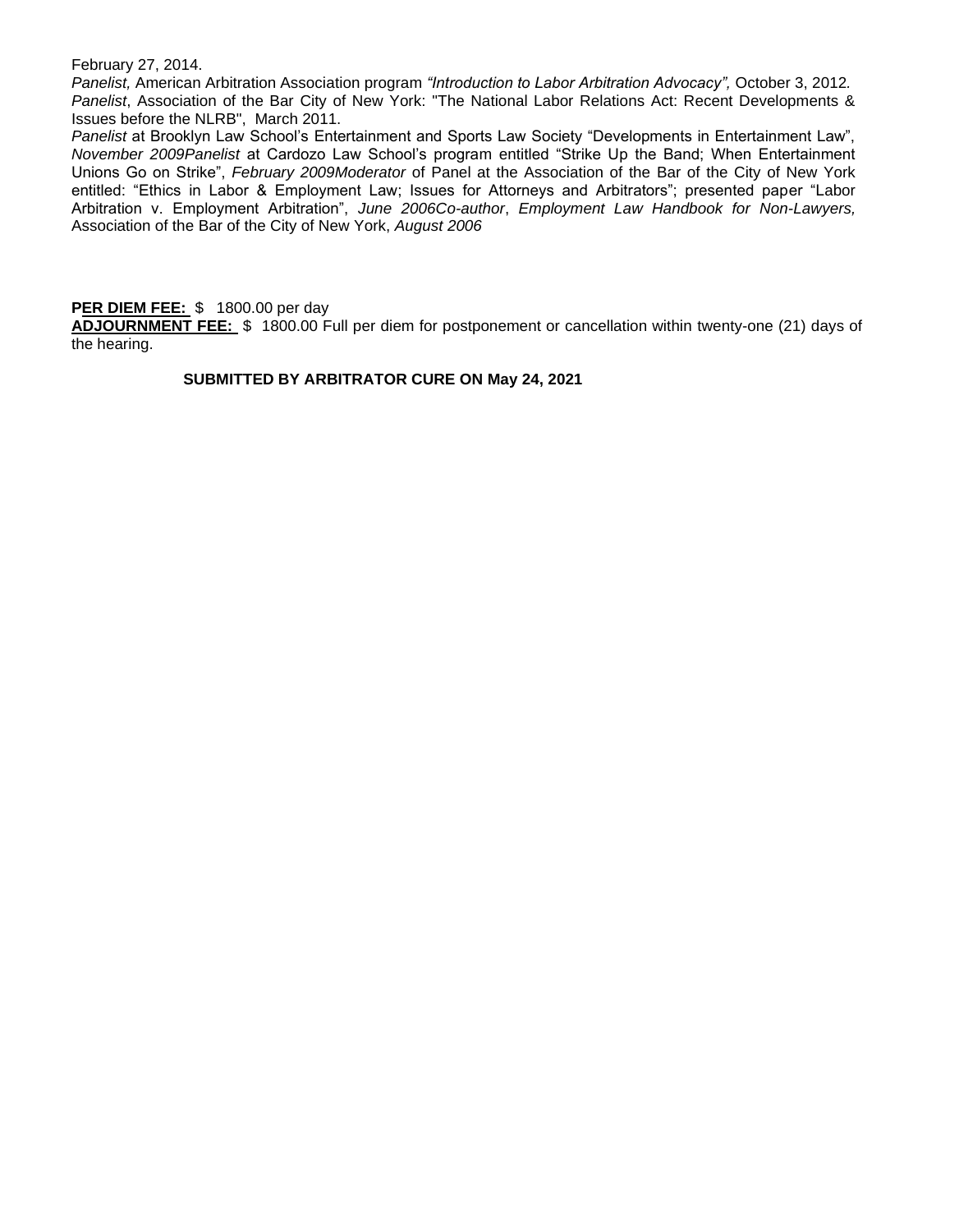February 27, 2014.
*Panelist,* American Arbitration Association program *"Introduction to Labor Arbitration Advocacy",* October 3, 2012.
*Panelist*, Association of the Bar City of New York: "The National Labor Relations Act: Recent Developments & Issues before the NLRB", March 2011.
*Panelist* at Brooklyn Law School's Entertainment and Sports Law Society "Developments in Entertainment Law", *November 2009Panelist* at Cardozo Law School's program entitled "Strike Up the Band; When Entertainment Unions Go on Strike", *February 2009Moderator* of Panel at the Association of the Bar of the City of New York entitled: "Ethics in Labor & Employment Law; Issues for Attorneys and Arbitrators"; presented paper "Labor Arbitration v. Employment Arbitration", *June 2006Co-author*, *Employment Law Handbook for Non-Lawyers,* Association of the Bar of the City of New York, *August 2006*

**PER DIEM FEE:** $ 1800.00 per day
**ADJOURNMENT FEE:** $ 1800.00 Full per diem for postponement or cancellation within twenty-one (21) days of the hearing.

**SUBMITTED BY ARBITRATOR CURE ON May 24, 2021**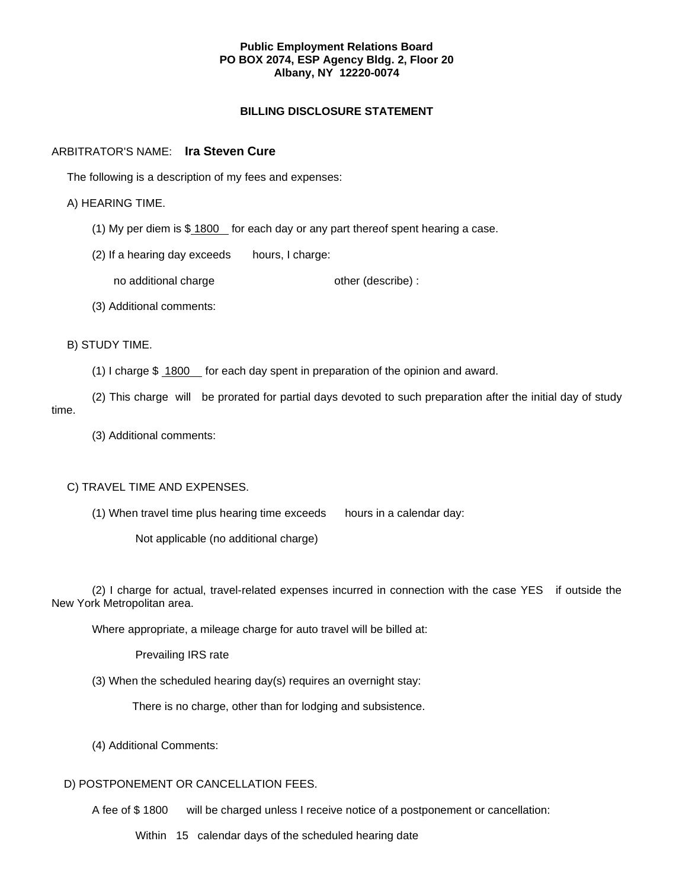**Public Employment Relations Board**
**PO BOX 2074, ESP Agency Bldg. 2, Floor 20**
**Albany, NY 12220-0074**

**BILLING DISCLOSURE STATEMENT**

ARBITRATOR'S NAME: **Ira Steven Cure**

The following is a description of my fees and expenses:

A) HEARING TIME.

(1) My per diem is $ 1800 for each day or any part thereof spent hearing a case.

(2) If a hearing day exceeds hours, I charge:

no additional charge other (describe) :

(3) Additional comments:

B) STUDY TIME.

(1) I charge $ 1800 for each day spent in preparation of the opinion and award.

(2) This charge will be prorated for partial days devoted to such preparation after the initial day of study time.

(3) Additional comments:

C) TRAVEL TIME AND EXPENSES.

(1) When travel time plus hearing time exceeds hours in a calendar day:

Not applicable (no additional charge)

(2) I charge for actual, travel-related expenses incurred in connection with the case YES if outside the New York Metropolitan area.

Where appropriate, a mileage charge for auto travel will be billed at:

Prevailing IRS rate

(3) When the scheduled hearing day(s) requires an overnight stay:

There is no charge, other than for lodging and subsistence.

(4) Additional Comments:

D) POSTPONEMENT OR CANCELLATION FEES.

A fee of $ 1800 will be charged unless I receive notice of a postponement or cancellation:

Within 15 calendar days of the scheduled hearing date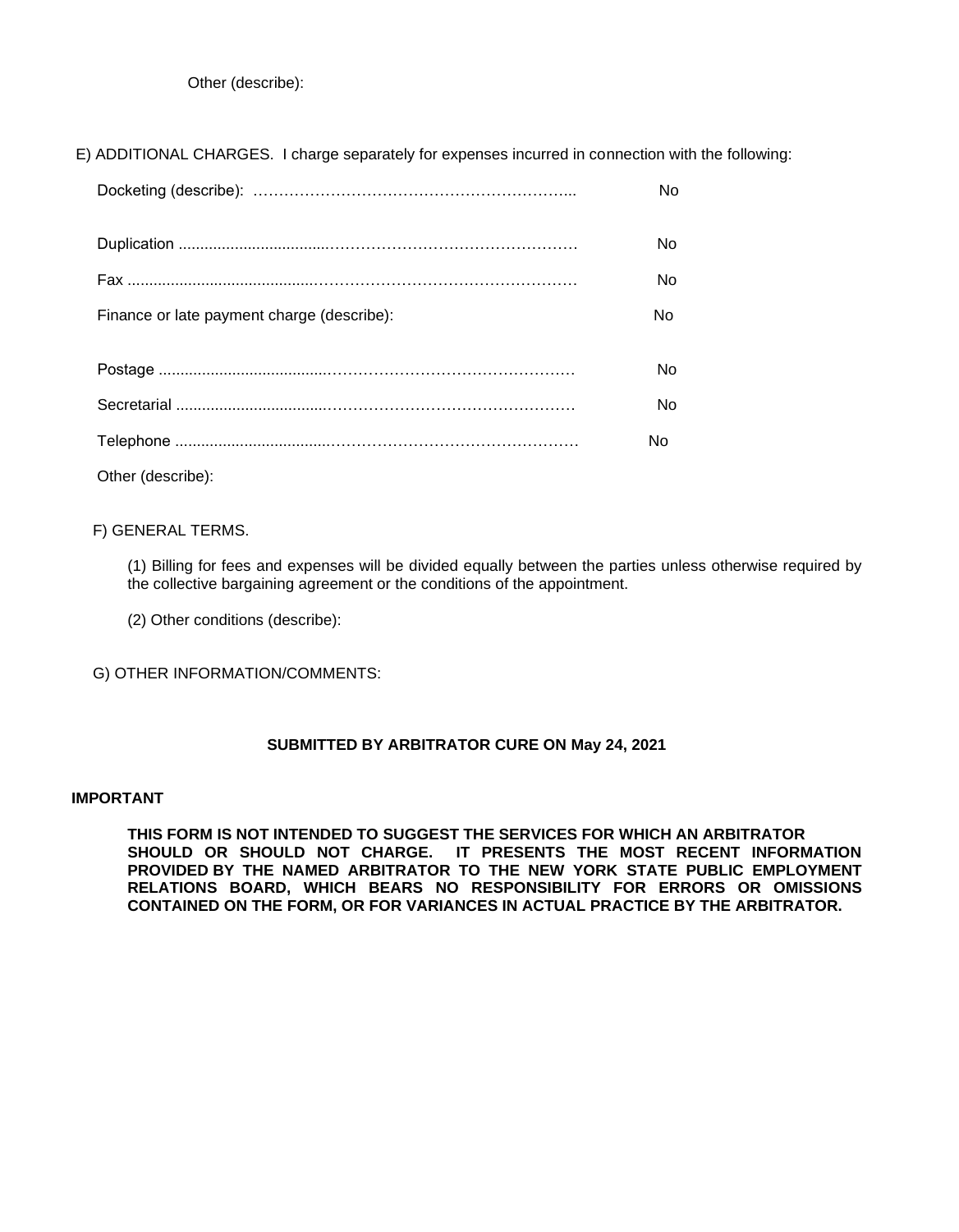Other (describe):

E) ADDITIONAL CHARGES. I charge separately for expenses incurred in connection with the following:

| | |
|---|---|
| Docketing (describe): ………………………………………………………... | No |
| Duplication ................................…………………………………………… | No |
| Fax ..........................................…………………………………………… | No |
| Finance or late payment charge (describe): | No |
| Postage ....................................………………………………………… | No |
| Secretarial ................................………………………………………… | No |
| Telephone .................................………………………………………… | No |

Other (describe):

F) GENERAL TERMS.

(1) Billing for fees and expenses will be divided equally between the parties unless otherwise required by the collective bargaining agreement or the conditions of the appointment.

(2) Other conditions (describe):

G) OTHER INFORMATION/COMMENTS:

**SUBMITTED BY ARBITRATOR CURE ON May 24, 2021**

**IMPORTANT**

**THIS FORM IS NOT INTENDED TO SUGGEST THE SERVICES FOR WHICH AN ARBITRATOR SHOULD OR SHOULD NOT CHARGE. IT PRESENTS THE MOST RECENT INFORMATION PROVIDED BY THE NAMED ARBITRATOR TO THE NEW YORK STATE PUBLIC EMPLOYMENT RELATIONS BOARD, WHICH BEARS NO RESPONSIBILITY FOR ERRORS OR OMISSIONS CONTAINED ON THE FORM, OR FOR VARIANCES IN ACTUAL PRACTICE BY THE ARBITRATOR.**